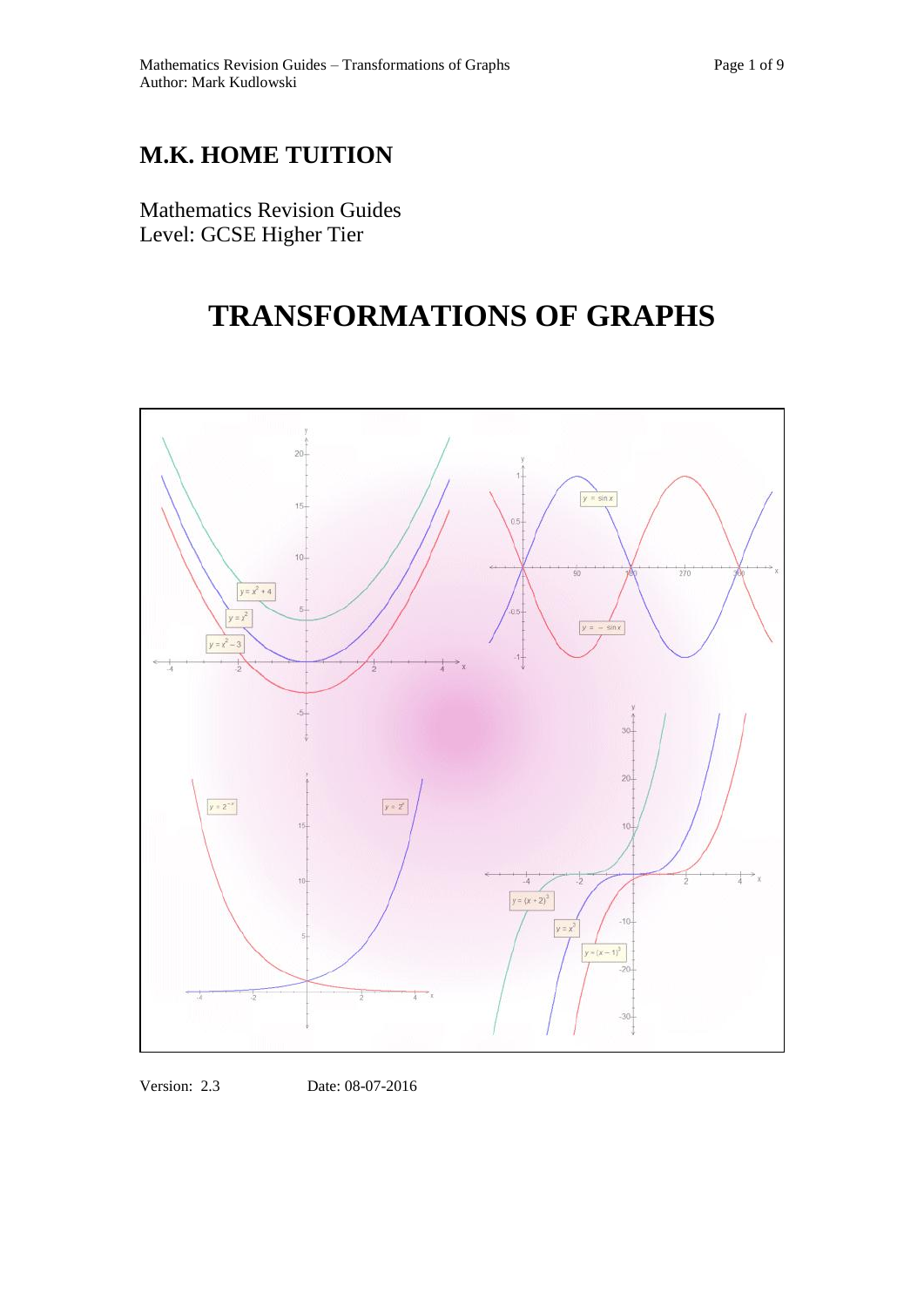# M.K. HOME TUITION

Mathematics Revision Guides
Level: GCSE Higher Tier

# TRANSFORMATIONS OF GRAPHS

Version: 2.3 Date: 08-07-2016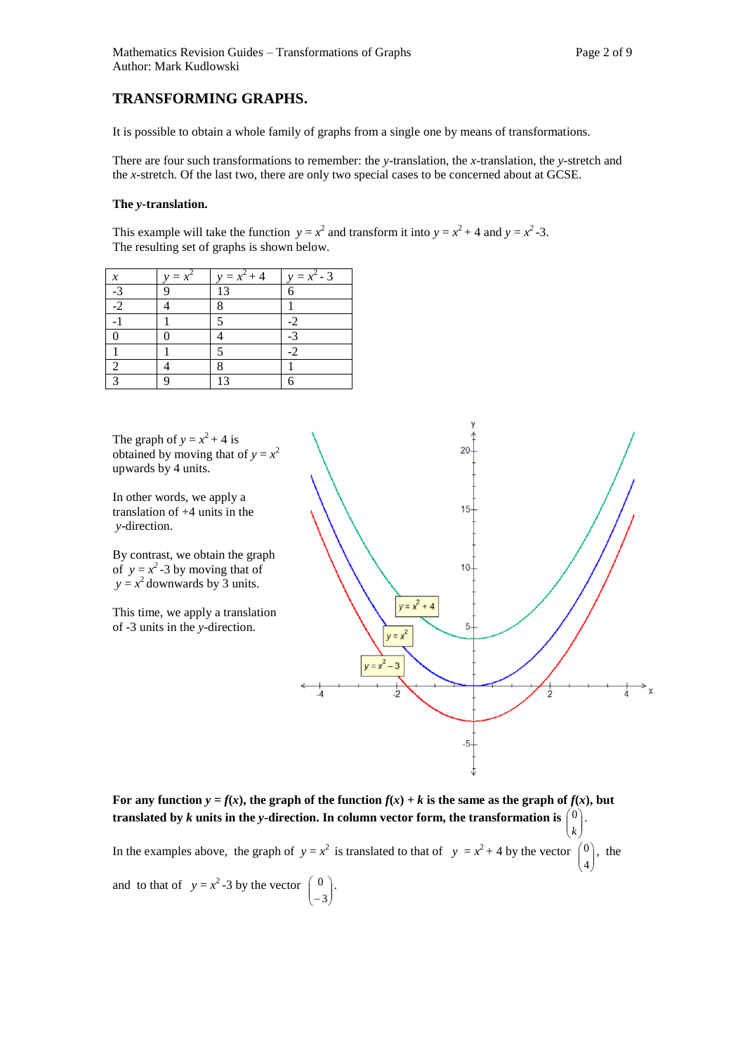## TRANSFORMING GRAPHS.

It is possible to obtain a whole family of graphs from a single one by means of transformations.

There are four such transformations to remember: the $y$-translation, the $x$-translation, the $y$-stretch and the $x$-stretch. Of the last two, there are only two special cases to be concerned about at GCSE.

**The $y$-translation.**

This example will take the function $y = x^2$ and transform it into $y = x^2 + 4$ and $y = x^2 - 3$. The resulting set of graphs is shown below.

| $x$ | $y = x^2$ | $y = x^2 + 4$ | $y = x^2 - 3$ |
|---|---|---|---|
| -3 | 9 | 13 | 6 |
| -2 | 4 | 8 | 1 |
| -1 | 1 | 5 | -2 |
| 0 | 0 | 4 | -3 |
| 1 | 1 | 5 | -2 |
| 2 | 4 | 8 | 1 |
| 3 | 9 | 13 | 6 |

The graph of $y = x^2 + 4$ is obtained by moving that of $y = x^2$ upwards by 4 units.

In other words, we apply a translation of +4 units in the $y$-direction.

By contrast, we obtain the graph of $y = x^2 - 3$ by moving that of $y = x^2$ downwards by 3 units.

This time, we apply a translation of -3 units in the $y$-direction.

**For any function $y = f(x)$, the graph of the function $f(x) + k$ is the same as the graph of $f(x)$, but translated by $k$ units in the $y$-direction. In column vector form, the transformation is $\begin{pmatrix} 0 \\ k \end{pmatrix}$.**

In the examples above, the graph of $y = x^2$ is translated to that of $y = x^2 + 4$ by the vector $\begin{pmatrix} 0 \\ 4 \end{pmatrix}$, the and to that of $y = x^2 - 3$ by the vector $\begin{pmatrix} 0 \\ -3 \end{pmatrix}$.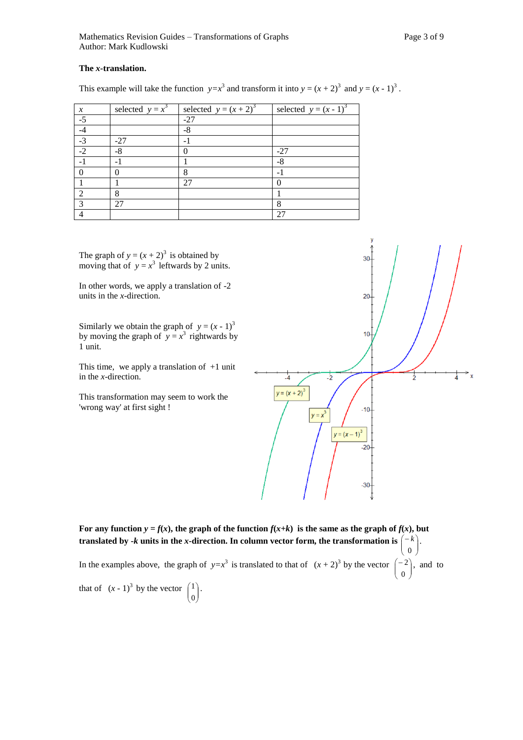**The $x$-translation.**

This example will take the function $y=x^3$ and transform it into $y = (x + 2)^3$ and $y = (x - 1)^3$.

| $x$ | selected $y = x^3$ | selected $y = (x + 2)^3$ | selected $y = (x - 1)^3$ |
|---|---|---|---|
| -5 | | -27 | |
| -4 | | -8 | |
| -3 | -27 | -1 | |
| -2 | -8 | 0 | -27 |
| -1 | -1 | 1 | -8 |
| 0 | 0 | 8 | -1 |
| 1 | 1 | 27 | 0 |
| 2 | 8 | | 1 |
| 3 | 27 | | 8 |
| 4 | | | 27 |

The graph of $y = (x + 2)^3$ is obtained by moving that of $y = x^3$ leftwards by 2 units.

In other words, we apply a translation of -2 units in the $x$-direction.

Similarly we obtain the graph of $y = (x - 1)^3$ by moving the graph of $y = x^3$ rightwards by 1 unit.

This time, we apply a translation of +1 unit in the $x$-direction.

This transformation may seem to work the 'wrong way' at first sight !

**For any function $y = f(x)$, the graph of the function $f(x+k)$ is the same as the graph of $f(x)$, but translated by $-k$ units in the $x$-direction. In column vector form, the transformation is $\begin{pmatrix} -k \\ 0 \end{pmatrix}$.**

In the examples above, the graph of $y=x^3$ is translated to that of $(x + 2)^3$ by the vector $\begin{pmatrix} -2 \\ 0 \end{pmatrix}$, and to that of $(x - 1)^3$ by the vector $\begin{pmatrix} 1 \\ 0 \end{pmatrix}$.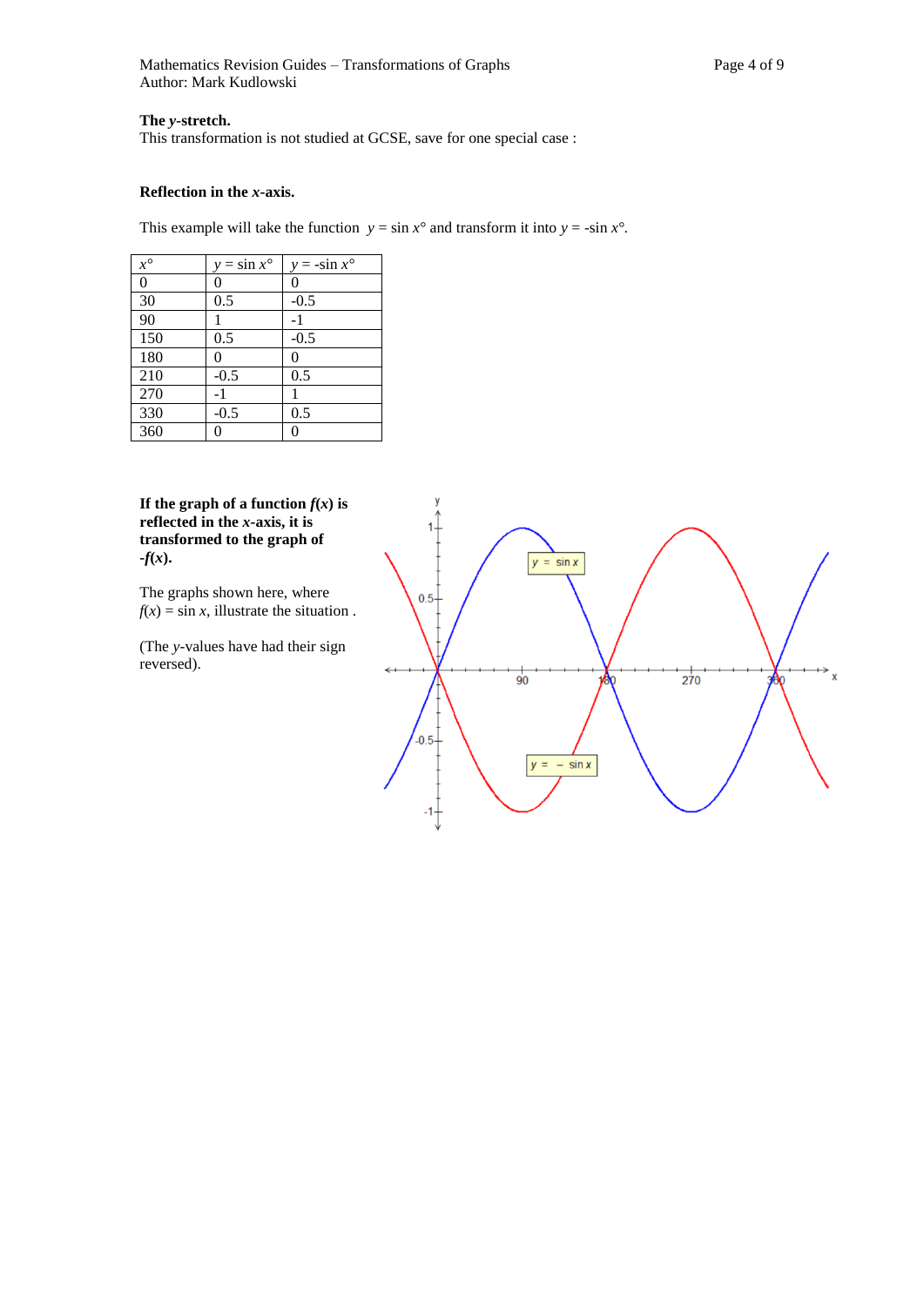**The *y*-stretch.**
This transformation is not studied at GCSE, save for one special case :

**Reflection in the *x*-axis.**

This example will take the function $y = \sin x°$ and transform it into $y = -\sin x°$.

| $x°$ | $y = \sin x°$ | $y = -\sin x°$ |
|---|---|---|
| 0 | 0 | 0 |
| 30 | 0.5 | -0.5 |
| 90 | 1 | -1 |
| 150 | 0.5 | -0.5 |
| 180 | 0 | 0 |
| 210 | -0.5 | 0.5 |
| 270 | -1 | 1 |
| 330 | -0.5 | 0.5 |
| 360 | 0 | 0 |

**If the graph of a function $f(x)$ is reflected in the $x$-axis, it is transformed to the graph of $-f(x)$.**

The graphs shown here, where $f(x) = \sin x$, illustrate the situation .

(The *y*-values have had their sign reversed).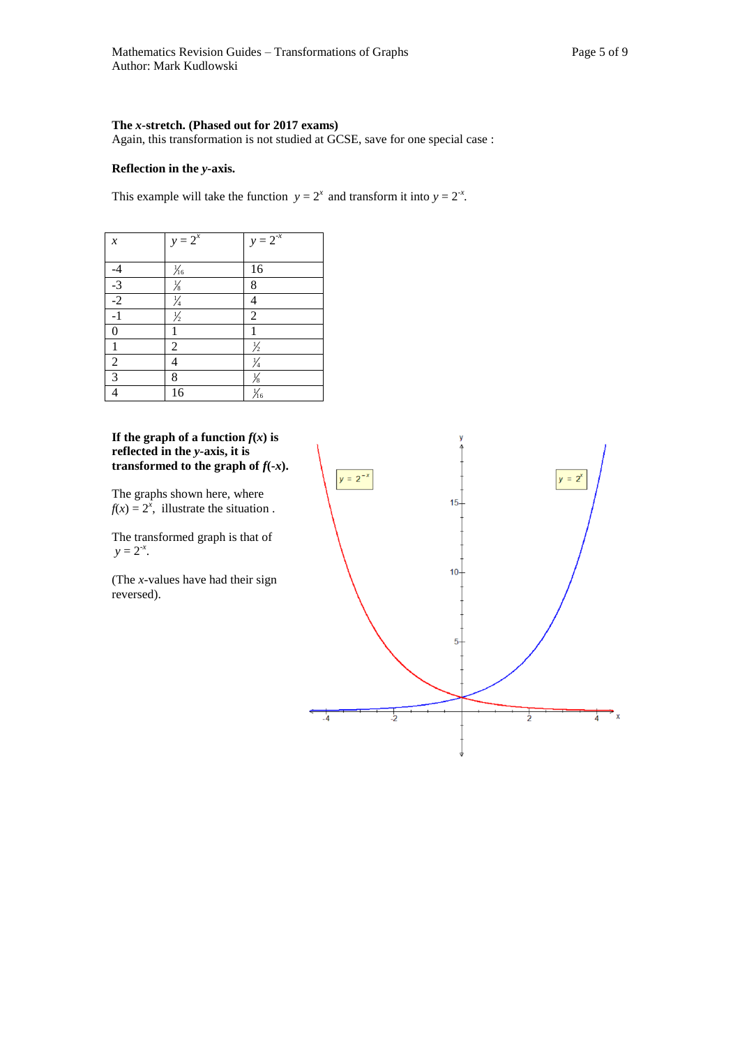**The $x$-stretch. (Phased out for 2017 exams)**
Again, this transformation is not studied at GCSE, save for one special case :

**Reflection in the $y$-axis.**

This example will take the function $y = 2^x$ and transform it into $y = 2^{-x}$.

| $x$ | $y = 2^x$ | $y = 2^{-x}$ |
|---|---|---|
| -4 | $\frac{1}{16}$ | 16 |
| -3 | $\frac{1}{8}$ | 8 |
| -2 | $\frac{1}{4}$ | 4 |
| -1 | $\frac{1}{2}$ | 2 |
| 0 | 1 | 1 |
| 1 | 2 | $\frac{1}{2}$ |
| 2 | 4 | $\frac{1}{4}$ |
| 3 | 8 | $\frac{1}{8}$ |
| 4 | 16 | $\frac{1}{16}$ |

**If the graph of a function $f(x)$ is reflected in the $y$-axis, it is transformed to the graph of $f(-x)$.**

The graphs shown here, where $f(x) = 2^x$, illustrate the situation .

The transformed graph is that of $y = 2^{-x}$.

(The $x$-values have had their sign reversed).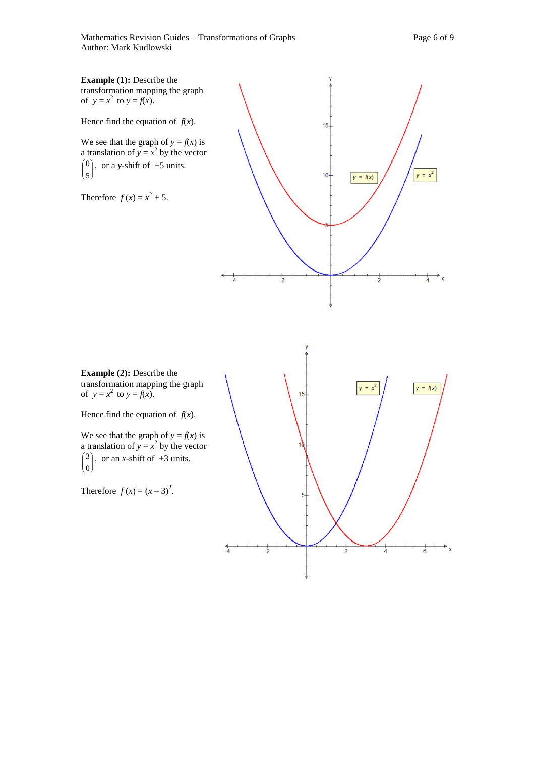**Example (1):** Describe the transformation mapping the graph of $y = x^2$ to $y = f(x)$.

Hence find the equation of $f(x)$.

We see that the graph of $y = f(x)$ is a translation of $y = x^2$ by the vector $\begin{pmatrix} 0 \\ 5 \end{pmatrix}$, or a $y$-shift of +5 units.

Therefore $f(x) = x^2 + 5$.

**Example (2):** Describe the transformation mapping the graph of $y = x^2$ to $y = f(x)$.

Hence find the equation of $f(x)$.

We see that the graph of $y = f(x)$ is a translation of $y = x^2$ by the vector $\begin{pmatrix} 3 \\ 0 \end{pmatrix}$, or an $x$-shift of +3 units.

Therefore $f(x) = (x - 3)^2$.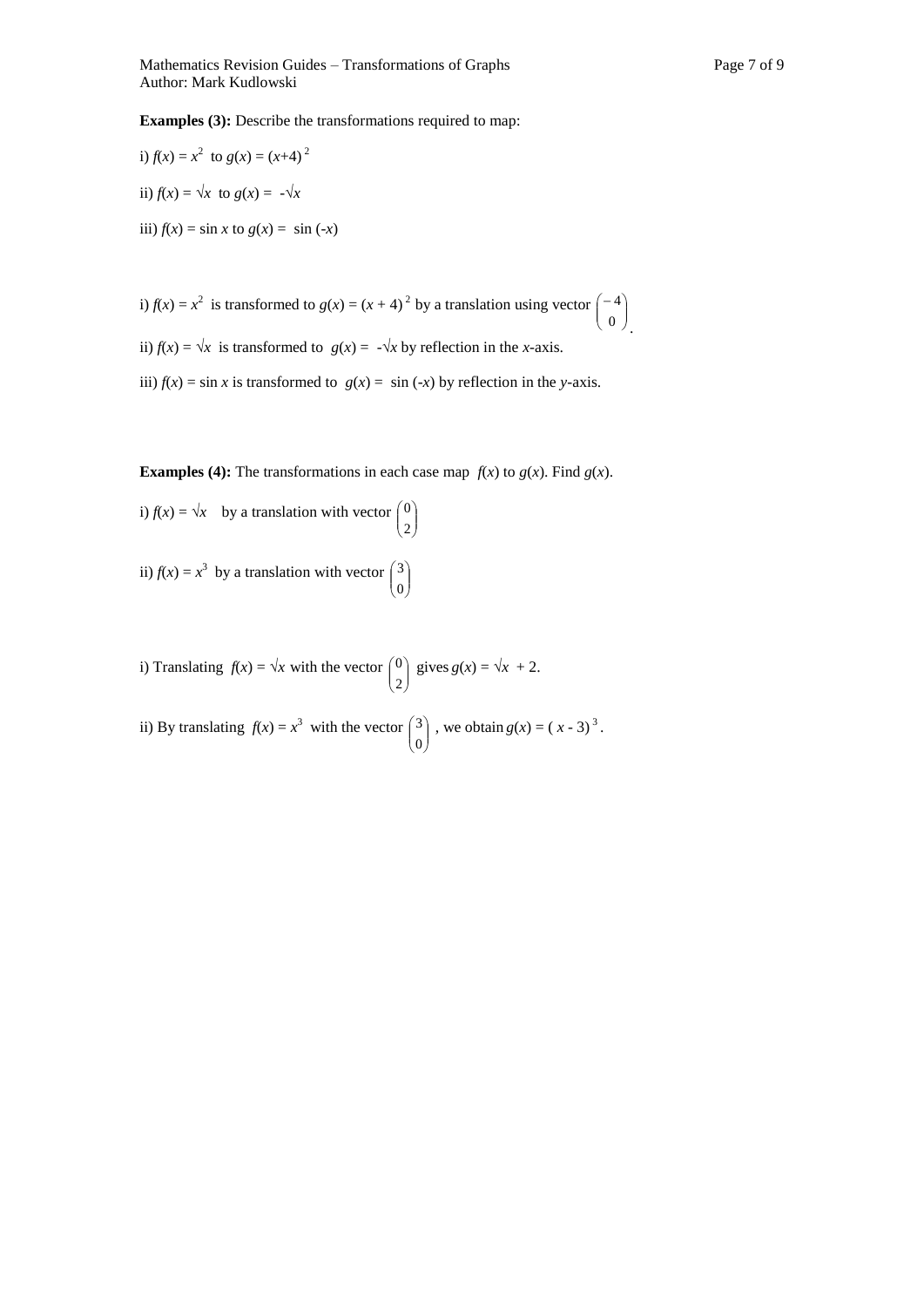**Examples (3):** Describe the transformations required to map:

i) $f(x) = x^2$ to $g(x) = (x+4)^2$

ii) $f(x) = \sqrt{x}$ to $g(x) = -\sqrt{x}$

iii) $f(x) = \sin x$ to $g(x) = \sin(-x)$

i) $f(x) = x^2$ is transformed to $g(x) = (x + 4)^2$ by a translation using vector $\begin{pmatrix} -4 \\ 0 \end{pmatrix}$.

ii) $f(x) = \sqrt{x}$ is transformed to $g(x) = -\sqrt{x}$ by reflection in the $x$-axis.

iii) $f(x) = \sin x$ is transformed to $g(x) = \sin(-x)$ by reflection in the $y$-axis.

**Examples (4):** The transformations in each case map $f(x)$ to $g(x)$. Find $g(x)$.

i) $f(x) = \sqrt{x}$ by a translation with vector $\begin{pmatrix} 0 \\ 2 \end{pmatrix}$

ii) $f(x) = x^3$ by a translation with vector $\begin{pmatrix} 3 \\ 0 \end{pmatrix}$

i) Translating $f(x) = \sqrt{x}$ with the vector $\begin{pmatrix} 0 \\ 2 \end{pmatrix}$ gives $g(x) = \sqrt{x} + 2$.

ii) By translating $f(x) = x^3$ with the vector $\begin{pmatrix} 3 \\ 0 \end{pmatrix}$, we obtain $g(x) = (x - 3)^3$.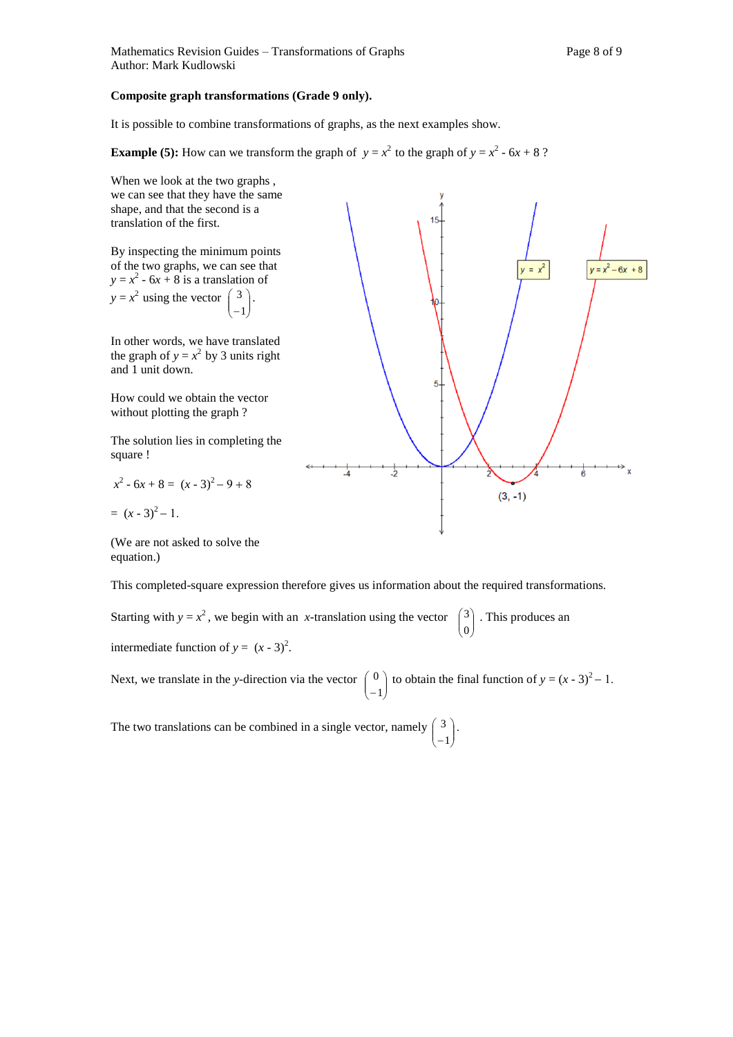**Composite graph transformations (Grade 9 only).**

It is possible to combine transformations of graphs, as the next examples show.

**Example (5):** How can we transform the graph of $y = x^2$ to the graph of $y = x^2 - 6x + 8$ ?

When we look at the two graphs , we can see that they have the same shape, and that the second is a translation of the first.

By inspecting the minimum points of the two graphs, we can see that $y = x^2 - 6x + 8$ is a translation of $y = x^2$ using the vector $\begin{pmatrix} 3 \\ -1 \end{pmatrix}$.

In other words, we have translated the graph of $y = x^2$ by 3 units right and 1 unit down.

How could we obtain the vector without plotting the graph ?

The solution lies in completing the square !

$x^2 - 6x + 8 = (x - 3)^2 - 9 + 8$

$= (x - 3)^2 - 1$.

(We are not asked to solve the equation.)

This completed-square expression therefore gives us information about the required transformations.

Starting with $y = x^2$, we begin with an $x$-translation using the vector $\begin{pmatrix} 3 \\ 0 \end{pmatrix}$. This produces an intermediate function of $y = (x - 3)^2$.

Next, we translate in the $y$-direction via the vector $\begin{pmatrix} 0 \\ -1 \end{pmatrix}$ to obtain the final function of $y = (x - 3)^2 - 1$.

The two translations can be combined in a single vector, namely $\begin{pmatrix} 3 \\ -1 \end{pmatrix}$.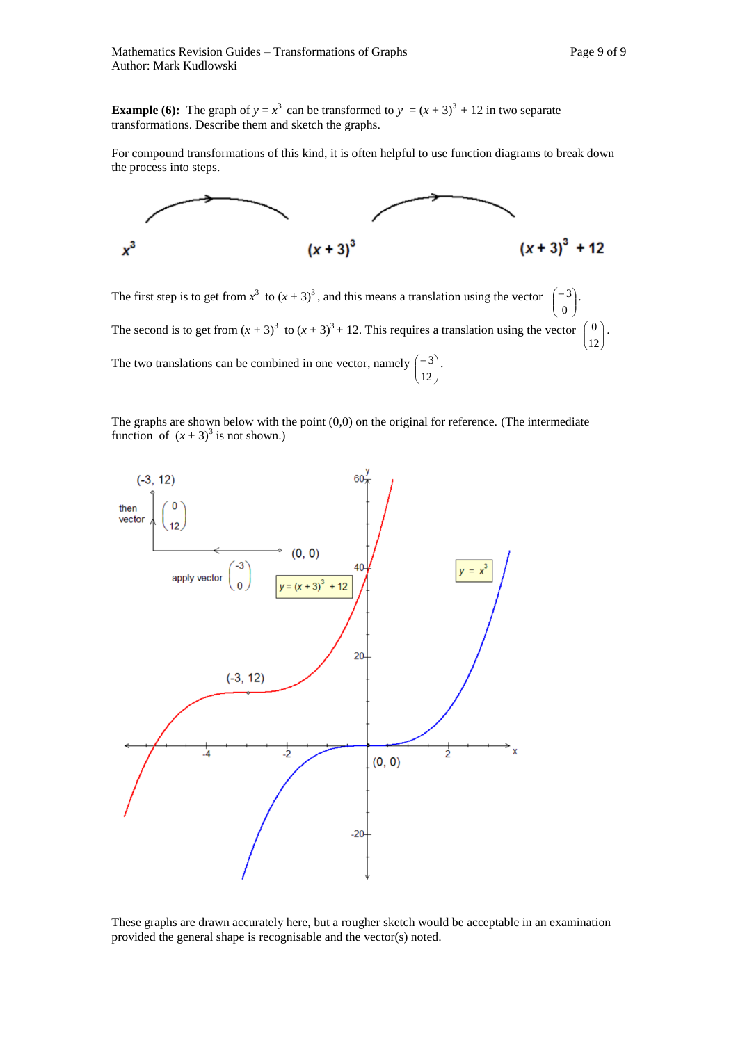**Example (6):** The graph of $y = x^3$ can be transformed to $y = (x + 3)^3 + 12$ in two separate transformations. Describe them and sketch the graphs.

For compound transformations of this kind, it is often helpful to use function diagrams to break down the process into steps.

$x^3$ $(x + 3)^3$ $(x + 3)^3 + 12$

The first step is to get from $x^3$ to $(x + 3)^3$, and this means a translation using the vector $\begin{pmatrix} -3 \\ 0 \end{pmatrix}$.

The second is to get from $(x + 3)^3$ to $(x + 3)^3 + 12$. This requires a translation using the vector $\begin{pmatrix} 0 \\ 12 \end{pmatrix}$.

The two translations can be combined in one vector, namely $\begin{pmatrix} -3 \\ 12 \end{pmatrix}$.

The graphs are shown below with the point (0,0) on the original for reference. (The intermediate function of $(x + 3)^3$ is not shown.)

(-3, 12)

then vector $\begin{pmatrix} 0 \\ 12 \end{pmatrix}$

(0, 0)

apply vector $\begin{pmatrix} -3 \\ 0 \end{pmatrix}$

$y = (x + 3)^3 + 12$

$y = x^3$

(-3, 12)

(0, 0)

60

40

20

-20

-4

-2

2

x

y

These graphs are drawn accurately here, but a rougher sketch would be acceptable in an examination provided the general shape is recognisable and the vector(s) noted.